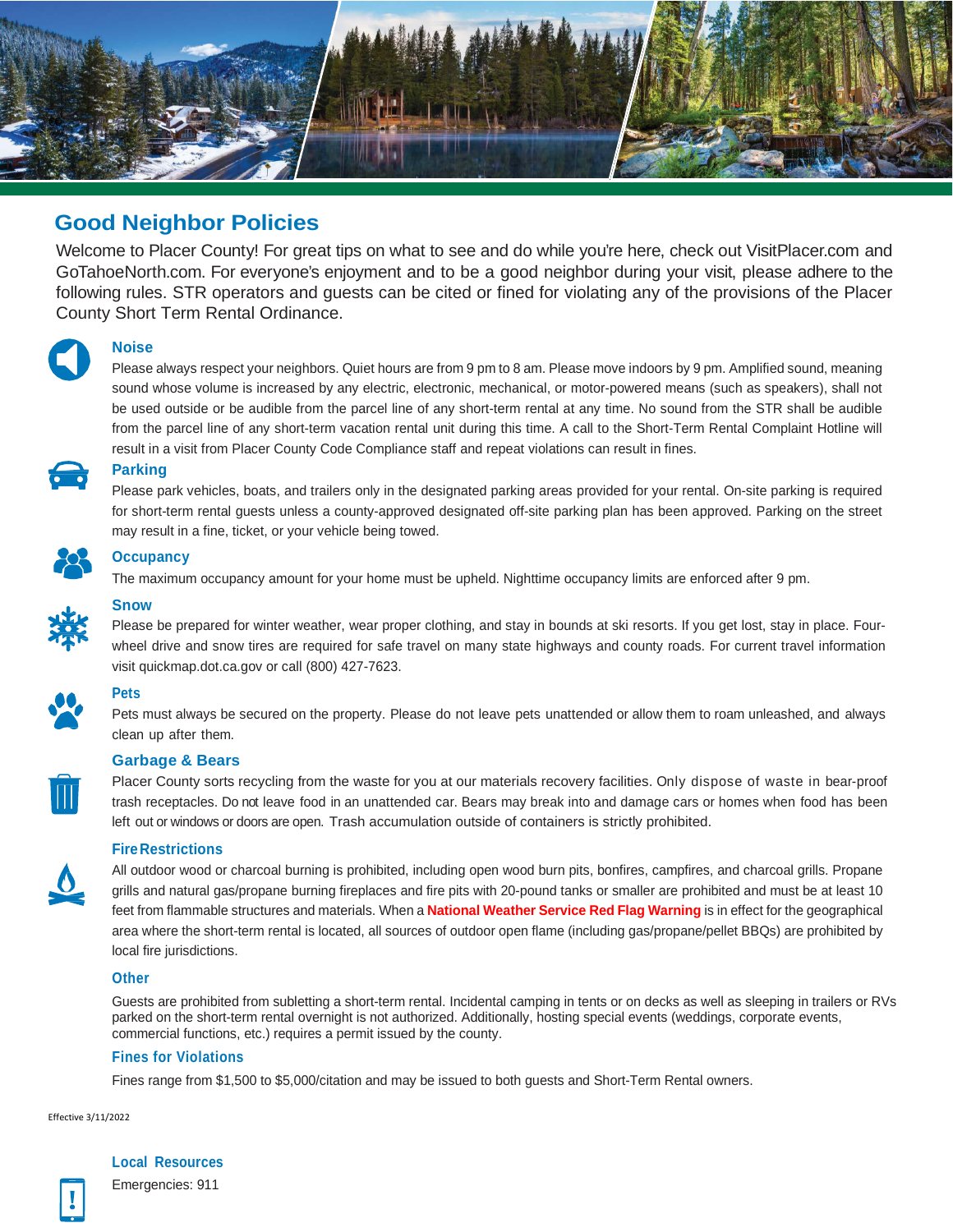## Good Neighbor Policies

Welcome to Placer County! For great tips on what to see and do while you're here, check out VisitPlacer.com and GoTahoeNorth.com. For everyone's enjoyment and to be a good neighbor during your visit, please adhere to the following rules. STR operators and guests can be cited or fined for violating any of the provisions of the Placer County Short Term Rental Ordinance.

### Noise

Please always respect your neighbors. Quiet hours are from 9 pm to 8 am. Please move indoors by 9 pm. Amplified sound, meaning sound whose volume is increased by any electric, electronic, mechanical, or motor-powered means (such as speakers), shall not be used outside or be audible from the parcel line of any short-term rental at any time. No sound from the STR shall be audible from the parcel line of any short-term vacation rental unit during this time. A call to the Short-Term Rental Complaint Hotline will result in a visit from Placer County Code Compliance staff and repeat violations can result in fines.

### Parking

Please park vehicles, boats, and trailers only in the designated parking areas provided for your rental. On-site parking is required for short-term rental guests unless a county-approved designated off-site parking plan has been approved. Parking on the street may result in a fine, ticket, or your vehicle being towed.

### Occupancy

The maximum occupancy amount for your home must be upheld. Nighttime occupancy limits are enforced after 9 pm.

### Snow

Please be prepared for winter weather, wear proper clothing, and stay in bounds at ski resorts. If you get lost, stay in place. Four-wheel drive and snow tires are required for safe travel on many state highways and county roads. For current travel information visit quickmap.dot.ca.gov or call (800) 427-7623.

### Pets

Pets must always be secured on the property. Please do not leave pets unattended or allow them to roam unleashed, and always clean up after them.

### Garbage & Bears

Placer County sorts recycling from the waste for you at our materials recovery facilities. Only dispose of waste in bear-proof trash receptacles. Do not leave food in an unattended car. Bears may break into and damage cars or homes when food has been left out or windows or doors are open. Trash accumulation outside of containers is strictly prohibited.

### Fire Restrictions

All outdoor wood or charcoal burning is prohibited, including open wood burn pits, bonfires, campfires, and charcoal grills. Propane grills and natural gas/propane burning fireplaces and fire pits with 20-pound tanks or smaller are prohibited and must be at least 10 feet from flammable structures and materials. When a **National Weather Service Red Flag Warning** is in effect for the geographical area where the short-term rental is located, all sources of outdoor open flame (including gas/propane/pellet BBQs) are prohibited by local fire jurisdictions.

### Other

Guests are prohibited from subletting a short-term rental. Incidental camping in tents or on decks as well as sleeping in trailers or RVs parked on the short-term rental overnight is not authorized. Additionally, hosting special events (weddings, corporate events, commercial functions, etc.) requires a permit issued by the county.

### Fines for Violations

Fines range from $1,500 to $5,000/citation and may be issued to both guests and Short-Term Rental owners.

Effective 3/11/2022

### Local Resources

Emergencies: 911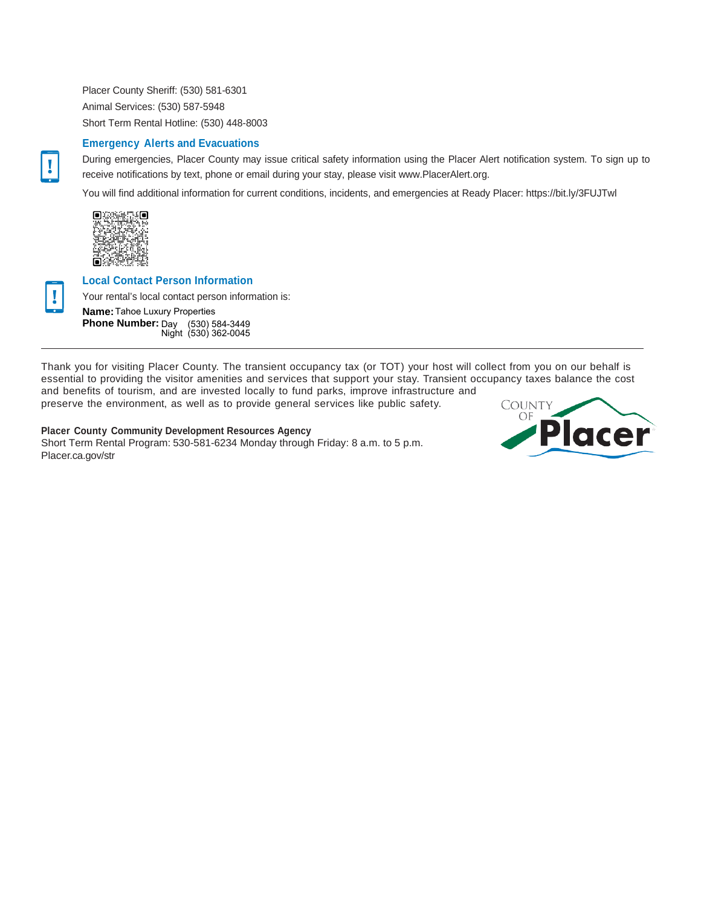Placer County Sheriff: (530) 581-6301

Animal Services: (530) 587-5948

Short Term Rental Hotline: (530) 448-8003

### Emergency Alerts and Evacuations

During emergencies, Placer County may issue critical safety information using the Placer Alert notification system. To sign up to receive notifications by text, phone or email during your stay, please visit www.PlacerAlert.org.

You will find additional information for current conditions, incidents, and emergencies at Ready Placer: https://bit.ly/3FUJTwl

### Local Contact Person Information

Your rental's local contact person information is:

**Name:** Tahoe Luxury Properties

**Phone Number:** Day (530) 584-3449
Night (530) 362-0045

---

Thank you for visiting Placer County. The transient occupancy tax (or TOT) your host will collect from you on our behalf is essential to providing the visitor amenities and services that support your stay. Transient occupancy taxes balance the cost and benefits of tourism, and are invested locally to fund parks, improve infrastructure and preserve the environment, as well as to provide general services like public safety.

**Placer County Community Development Resources Agency**
Short Term Rental Program: 530-581-6234 Monday through Friday: 8 a.m. to 5 p.m.
Placer.ca.gov/str

County of Placer